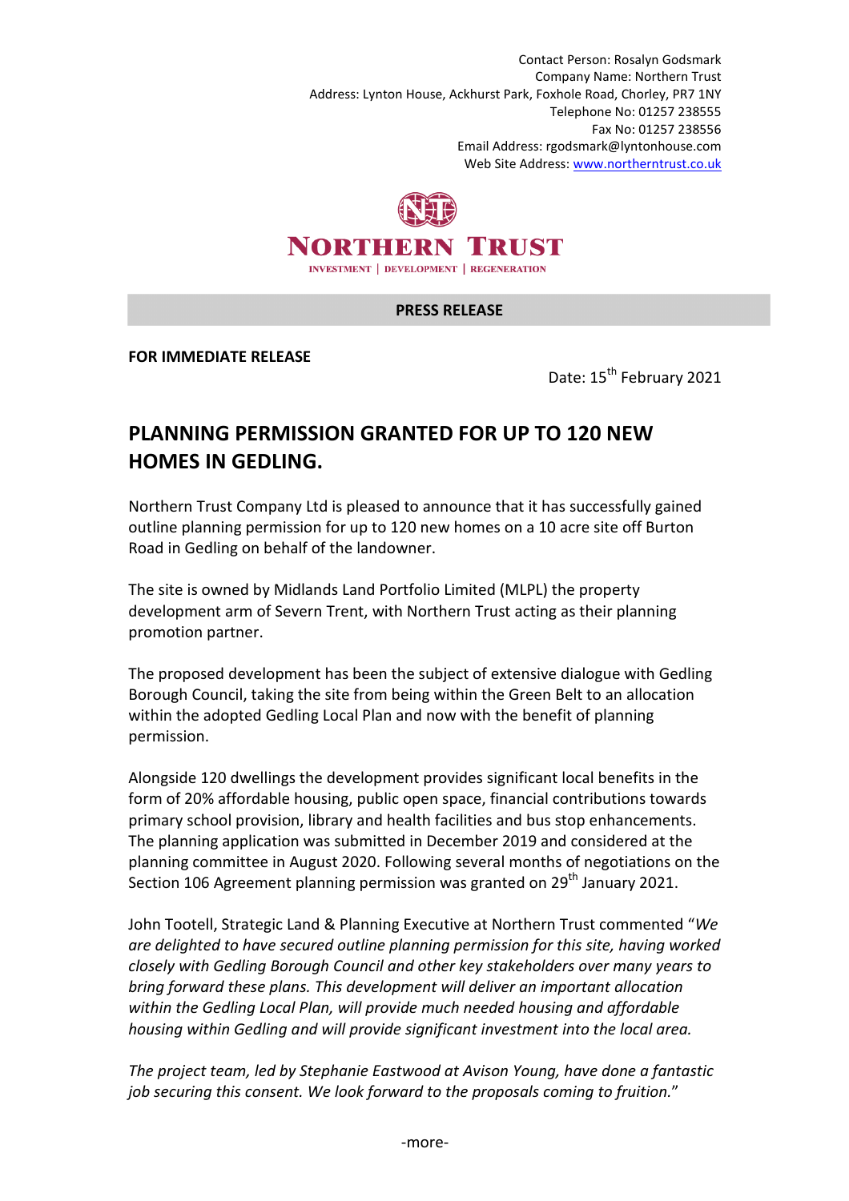Contact Person: Rosalyn Godsmark
Company Name: Northern Trust
Address: Lynton House, Ackhurst Park, Foxhole Road, Chorley, PR7 1NY
Telephone No: 01257 238555
Fax No: 01257 238556
Email Address: rgodsmark@lyntonhouse.com
Web Site Address: www.northerntrust.co.uk

NORTHERN TRUST

INVESTMENT | DEVELOPMENT | REGENERATION

**PRESS RELEASE**

**FOR IMMEDIATE RELEASE**

Date: 15th February 2021

# PLANNING PERMISSION GRANTED FOR UP TO 120 NEW HOMES IN GEDLING.

Northern Trust Company Ltd is pleased to announce that it has successfully gained outline planning permission for up to 120 new homes on a 10 acre site off Burton Road in Gedling on behalf of the landowner.

The site is owned by Midlands Land Portfolio Limited (MLPL) the property development arm of Severn Trent, with Northern Trust acting as their planning promotion partner.

The proposed development has been the subject of extensive dialogue with Gedling Borough Council, taking the site from being within the Green Belt to an allocation within the adopted Gedling Local Plan and now with the benefit of planning permission.

Alongside 120 dwellings the development provides significant local benefits in the form of 20% affordable housing, public open space, financial contributions towards primary school provision, library and health facilities and bus stop enhancements. The planning application was submitted in December 2019 and considered at the planning committee in August 2020. Following several months of negotiations on the Section 106 Agreement planning permission was granted on 29th January 2021.

John Tootell, Strategic Land & Planning Executive at Northern Trust commented "*We are delighted to have secured outline planning permission for this site, having worked closely with Gedling Borough Council and other key stakeholders over many years to bring forward these plans. This development will deliver an important allocation within the Gedling Local Plan, will provide much needed housing and affordable housing within Gedling and will provide significant investment into the local area.*

*The project team, led by Stephanie Eastwood at Avison Young, have done a fantastic job securing this consent. We look forward to the proposals coming to fruition.*"

-more-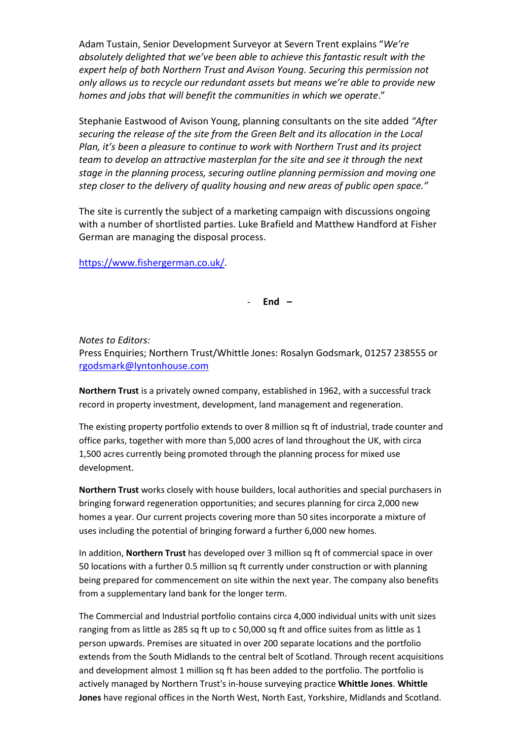Adam Tustain, Senior Development Surveyor at Severn Trent explains "*We're absolutely delighted that we've been able to achieve this fantastic result with the expert help of both Northern Trust and Avison Young. Securing this permission not only allows us to recycle our redundant assets but means we're able to provide new homes and jobs that will benefit the communities in which we operate*."

Stephanie Eastwood of Avison Young, planning consultants on the site added *"After securing the release of the site from the Green Belt and its allocation in the Local Plan, it's been a pleasure to continue to work with Northern Trust and its project team to develop an attractive masterplan for the site and see it through the next stage in the planning process, securing outline planning permission and moving one step closer to the delivery of quality housing and new areas of public open space."*

The site is currently the subject of a marketing campaign with discussions ongoing with a number of shortlisted parties. Luke Brafield and Matthew Handford at Fisher German are managing the disposal process.

https://www.fishergerman.co.uk/.

- **End –**

*Notes to Editors:*

Press Enquiries; Northern Trust/Whittle Jones: Rosalyn Godsmark, 01257 238555 or rgodsmark@lyntonhouse.com

**Northern Trust** is a privately owned company, established in 1962, with a successful track record in property investment, development, land management and regeneration.

The existing property portfolio extends to over 8 million sq ft of industrial, trade counter and office parks, together with more than 5,000 acres of land throughout the UK, with circa 1,500 acres currently being promoted through the planning process for mixed use development.

**Northern Trust** works closely with house builders, local authorities and special purchasers in bringing forward regeneration opportunities; and secures planning for circa 2,000 new homes a year. Our current projects covering more than 50 sites incorporate a mixture of uses including the potential of bringing forward a further 6,000 new homes.

In addition, **Northern Trust** has developed over 3 million sq ft of commercial space in over 50 locations with a further 0.5 million sq ft currently under construction or with planning being prepared for commencement on site within the next year. The company also benefits from a supplementary land bank for the longer term.

The Commercial and Industrial portfolio contains circa 4,000 individual units with unit sizes ranging from as little as 285 sq ft up to c 50,000 sq ft and office suites from as little as 1 person upwards. Premises are situated in over 200 separate locations and the portfolio extends from the South Midlands to the central belt of Scotland. Through recent acquisitions and development almost 1 million sq ft has been added to the portfolio. The portfolio is actively managed by Northern Trust's in-house surveying practice **Whittle Jones**. **Whittle Jones** have regional offices in the North West, North East, Yorkshire, Midlands and Scotland.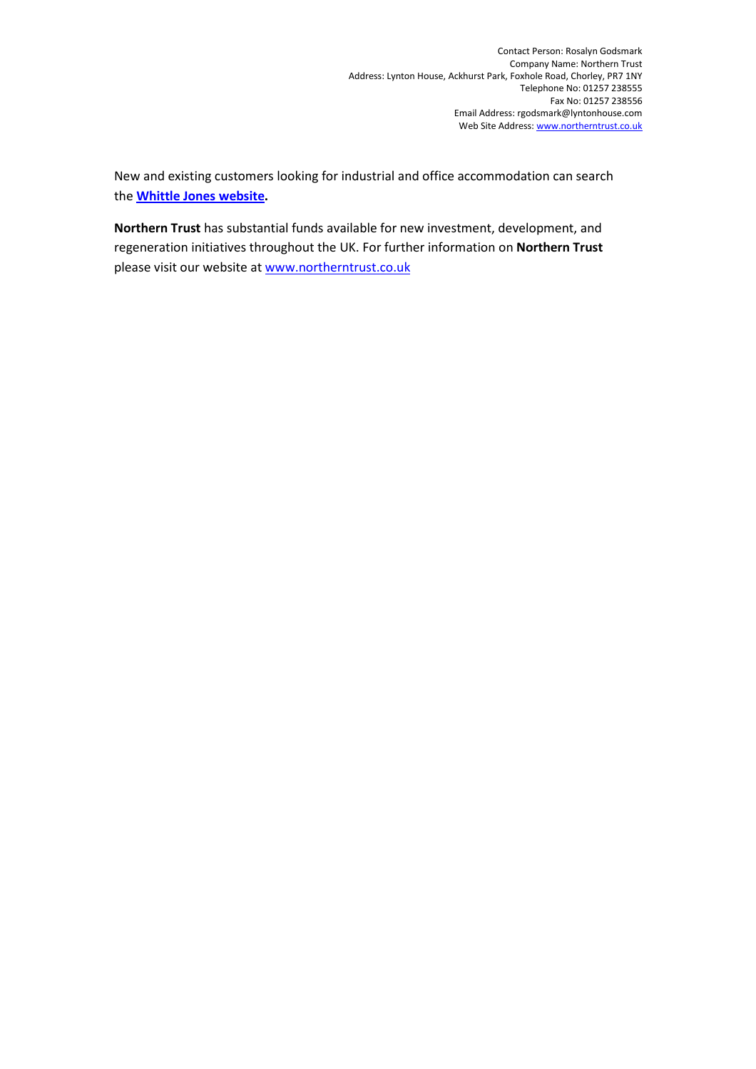Contact Person: Rosalyn Godsmark
Company Name: Northern Trust
Address: Lynton House, Ackhurst Park, Foxhole Road, Chorley, PR7 1NY
Telephone No: 01257 238555
Fax No: 01257 238556
Email Address: rgodsmark@lyntonhouse.com
Web Site Address: www.northerntrust.co.uk

New and existing customers looking for industrial and office accommodation can search the **Whittle Jones website.**

**Northern Trust** has substantial funds available for new investment, development, and regeneration initiatives throughout the UK. For further information on **Northern Trust** please visit our website at www.northerntrust.co.uk